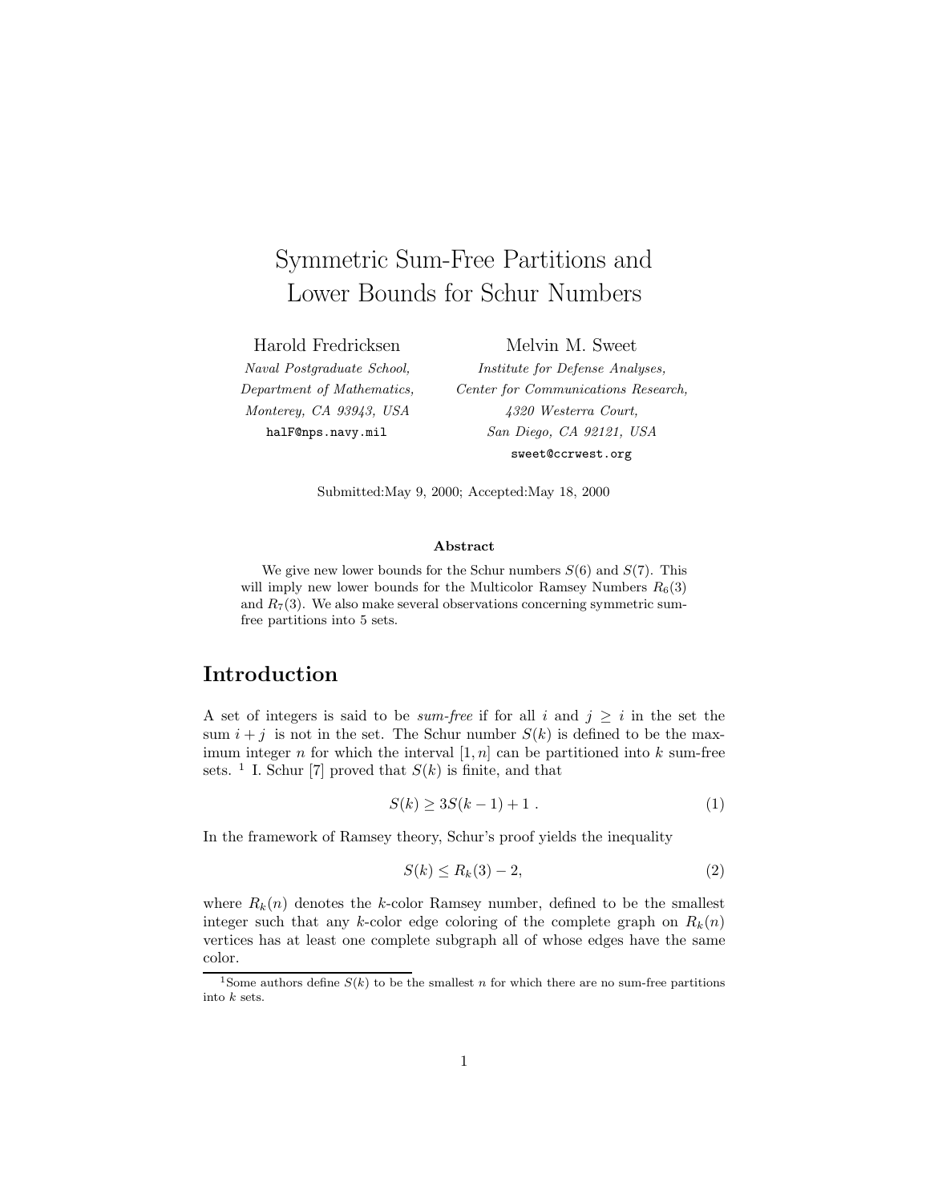# Symmetric Sum-Free Partitions and Lower Bounds for Schur Numbers

Harold Fredricksen
*Naval Postgraduate School,*
*Department of Mathematics,*
*Monterey, CA 93943, USA*
`halF@nps.navy.mil`

Melvin M. Sweet
*Institute for Defense Analyses,*
*Center for Communications Research,*
*4320 Westerra Court,*
*San Diego, CA 92121, USA*
`sweet@ccrwest.org`

Submitted:May 9, 2000; Accepted:May 18, 2000

**Abstract**

We give new lower bounds for the Schur numbers $S(6)$ and $S(7)$. This will imply new lower bounds for the Multicolor Ramsey Numbers $R_6(3)$ and $R_7(3)$. We also make several observations concerning symmetric sum-free partitions into 5 sets.

## Introduction

A set of integers is said to be *sum-free* if for all $i$ and $j \geq i$ in the set the sum $i + j$ is not in the set. The Schur number $S(k)$ is defined to be the maximum integer $n$ for which the interval $[1, n]$ can be partitioned into $k$ sum-free sets. [1] I. Schur [7] proved that $S(k)$ is finite, and that

$$S(k) \geq 3S(k-1) + 1 . \tag{1}$$

In the framework of Ramsey theory, Schur's proof yields the inequality

$$S(k) \leq R_k(3) - 2, \tag{2}$$

where $R_k(n)$ denotes the $k$-color Ramsey number, defined to be the smallest integer such that any $k$-color edge coloring of the complete graph on $R_k(n)$ vertices has at least one complete subgraph all of whose edges have the same color.

[1] Some authors define $S(k)$ to be the smallest $n$ for which there are no sum-free partitions into $k$ sets.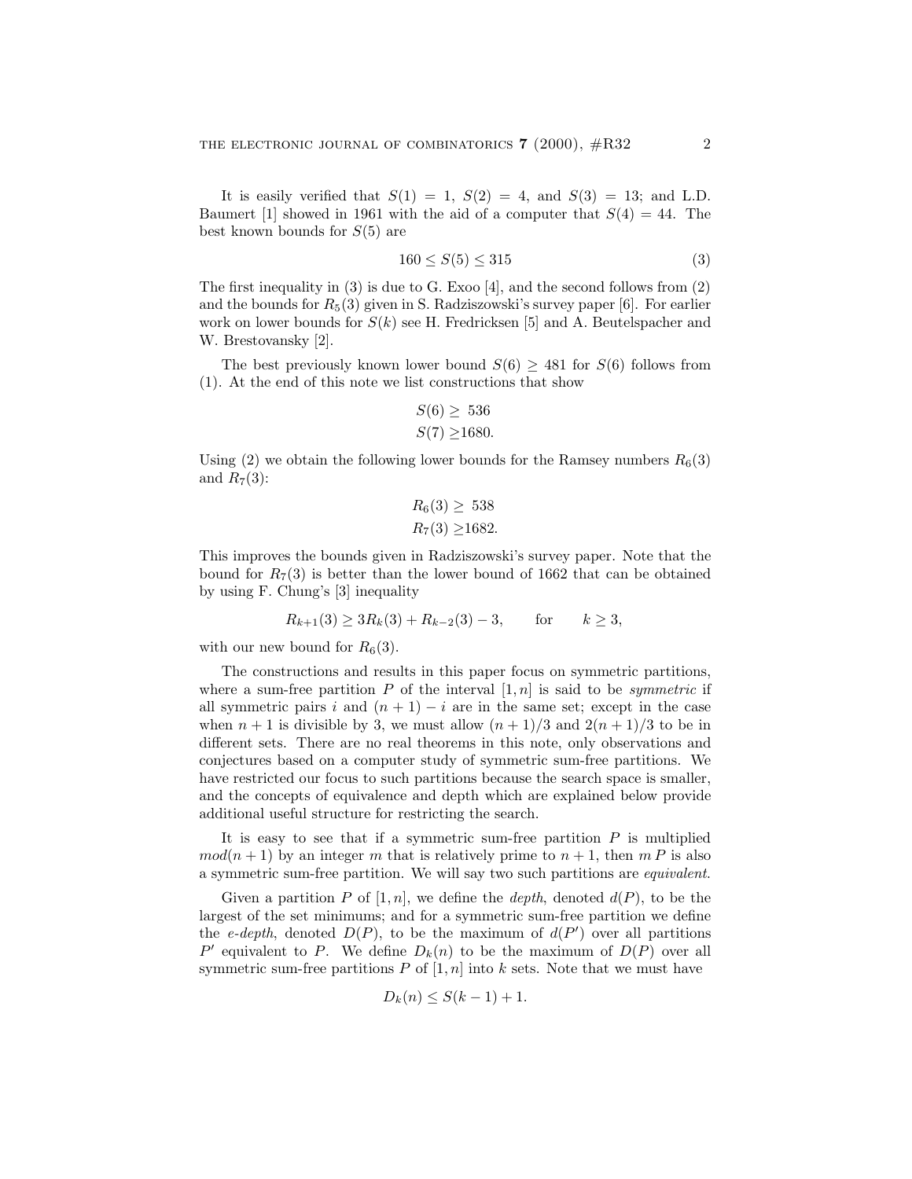It is easily verified that $S(1) = 1$, $S(2) = 4$, and $S(3) = 13$; and L.D. Baumert [1] showed in 1961 with the aid of a computer that $S(4) = 44$. The best known bounds for $S(5)$ are

$$160 \leq S(5) \leq 315 \tag{3}$$

The first inequality in (3) is due to G. Exoo [4], and the second follows from (2) and the bounds for $R_5(3)$ given in S. Radziszowski's survey paper [6]. For earlier work on lower bounds for $S(k)$ see H. Fredricksen [5] and A. Beutelspacher and W. Brestovansky [2].

The best previously known lower bound $S(6) \geq 481$ for $S(6)$ follows from (1). At the end of this note we list constructions that show

$$S(6) \geq 536$$
$$S(7) \geq 1680.$$

Using (2) we obtain the following lower bounds for the Ramsey numbers $R_6(3)$ and $R_7(3)$:

$$R_6(3) \geq 538$$
$$R_7(3) \geq 1682.$$

This improves the bounds given in Radziszowski's survey paper. Note that the bound for $R_7(3)$ is better than the lower bound of 1662 that can be obtained by using F. Chung's [3] inequality

$$R_{k+1}(3) \geq 3R_k(3) + R_{k-2}(3) - 3, \qquad \text{for} \qquad k \geq 3,$$

with our new bound for $R_6(3)$.

The constructions and results in this paper focus on symmetric partitions, where a sum-free partition $P$ of the interval $[1, n]$ is said to be *symmetric* if all symmetric pairs $i$ and $(n+1) - i$ are in the same set; except in the case when $n+1$ is divisible by 3, we must allow $(n+1)/3$ and $2(n+1)/3$ to be in different sets. There are no real theorems in this note, only observations and conjectures based on a computer study of symmetric sum-free partitions. We have restricted our focus to such partitions because the search space is smaller, and the concepts of equivalence and depth which are explained below provide additional useful structure for restricting the search.

It is easy to see that if a symmetric sum-free partition $P$ is multiplied $mod(n+1)$ by an integer $m$ that is relatively prime to $n+1$, then $m\,P$ is also a symmetric sum-free partition. We will say two such partitions are *equivalent*.

Given a partition $P$ of $[1, n]$, we define the *depth*, denoted $d(P)$, to be the largest of the set minimums; and for a symmetric sum-free partition we define the *e-depth*, denoted $D(P)$, to be the maximum of $d(P')$ over all partitions $P'$ equivalent to $P$. We define $D_k(n)$ to be the maximum of $D(P)$ over all symmetric sum-free partitions $P$ of $[1, n]$ into $k$ sets. Note that we must have

$$D_k(n) \leq S(k-1) + 1.$$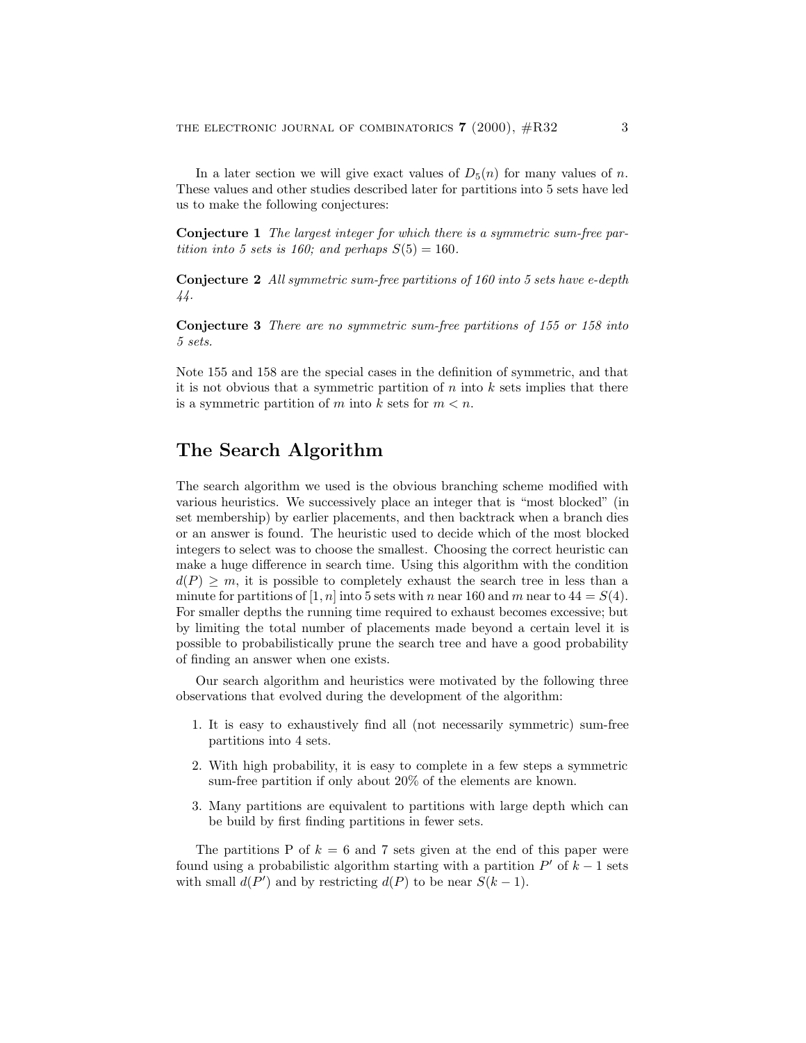In a later section we will give exact values of $D_5(n)$ for many values of $n$. These values and other studies described later for partitions into 5 sets have led us to make the following conjectures:

**Conjecture 1** *The largest integer for which there is a symmetric sum-free partition into 5 sets is 160; and perhaps $S(5) = 160$.*

**Conjecture 2** *All symmetric sum-free partitions of 160 into 5 sets have e-depth 44.*

**Conjecture 3** *There are no symmetric sum-free partitions of 155 or 158 into 5 sets.*

Note 155 and 158 are the special cases in the definition of symmetric, and that it is not obvious that a symmetric partition of $n$ into $k$ sets implies that there is a symmetric partition of $m$ into $k$ sets for $m < n$.

## The Search Algorithm

The search algorithm we used is the obvious branching scheme modified with various heuristics. We successively place an integer that is "most blocked" (in set membership) by earlier placements, and then backtrack when a branch dies or an answer is found. The heuristic used to decide which of the most blocked integers to select was to choose the smallest. Choosing the correct heuristic can make a huge difference in search time. Using this algorithm with the condition $d(P) \geq m$, it is possible to completely exhaust the search tree in less than a minute for partitions of $[1, n]$ into 5 sets with $n$ near 160 and $m$ near to $44 = S(4)$. For smaller depths the running time required to exhaust becomes excessive; but by limiting the total number of placements made beyond a certain level it is possible to probabilistically prune the search tree and have a good probability of finding an answer when one exists.

Our search algorithm and heuristics were motivated by the following three observations that evolved during the development of the algorithm:

1. It is easy to exhaustively find all (not necessarily symmetric) sum-free partitions into 4 sets.
2. With high probability, it is easy to complete in a few steps a symmetric sum-free partition if only about 20% of the elements are known.
3. Many partitions are equivalent to partitions with large depth which can be build by first finding partitions in fewer sets.

The partitions P of $k = 6$ and 7 sets given at the end of this paper were found using a probabilistic algorithm starting with a partition $P'$ of $k - 1$ sets with small $d(P')$ and by restricting $d(P)$ to be near $S(k - 1)$.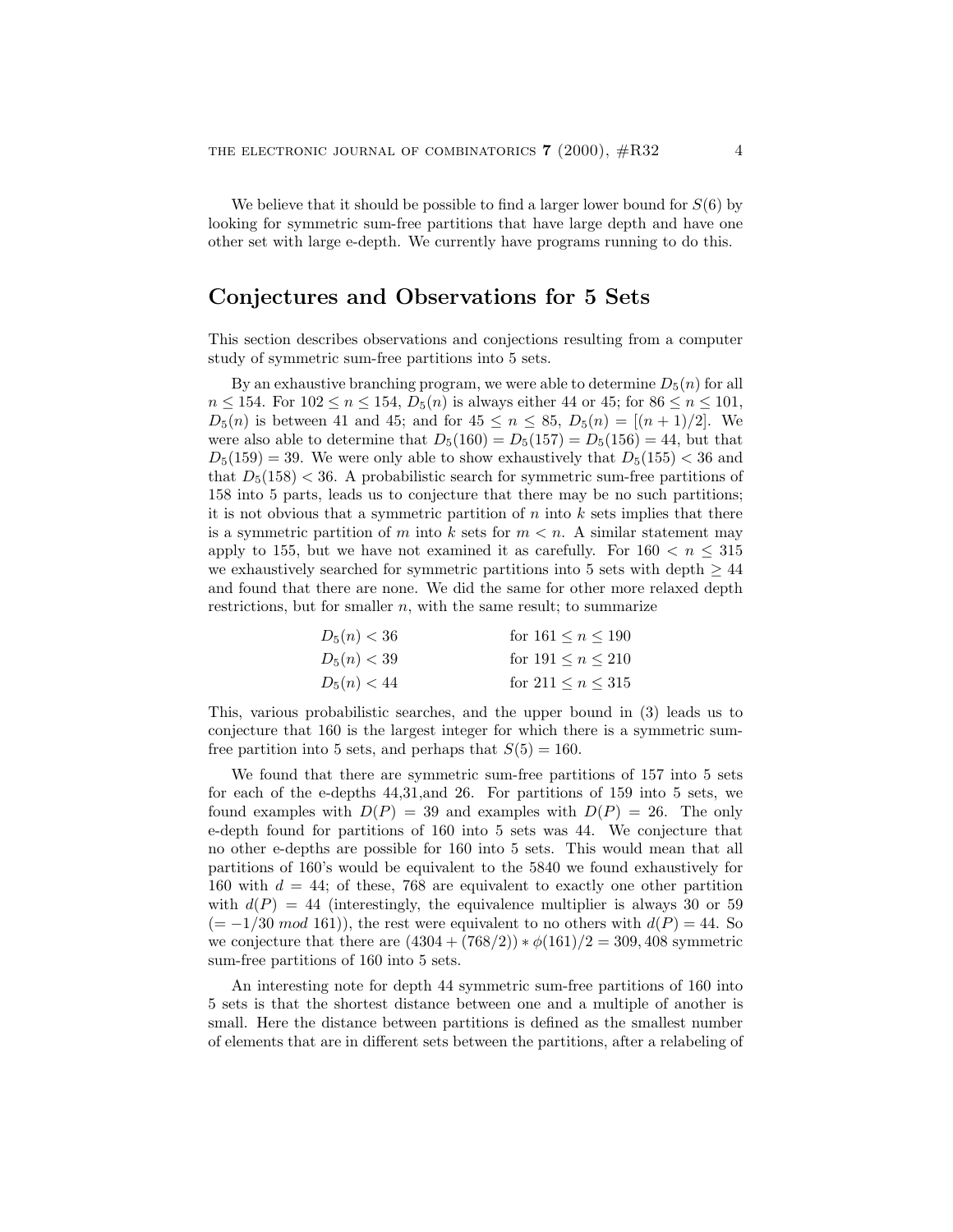We believe that it should be possible to find a larger lower bound for $S(6)$ by looking for symmetric sum-free partitions that have large depth and have one other set with large e-depth. We currently have programs running to do this.

## Conjectures and Observations for 5 Sets

This section describes observations and conjections resulting from a computer study of symmetric sum-free partitions into 5 sets.

By an exhaustive branching program, we were able to determine $D_5(n)$ for all $n \leq 154$. For $102 \leq n \leq 154$, $D_5(n)$ is always either 44 or 45; for $86 \leq n \leq 101$, $D_5(n)$ is between 41 and 45; and for $45 \leq n \leq 85$, $D_5(n) = [(n+1)/2]$. We were also able to determine that $D_5(160) = D_5(157) = D_5(156) = 44$, but that $D_5(159) = 39$. We were only able to show exhaustively that $D_5(155) < 36$ and that $D_5(158) < 36$. A probabilistic search for symmetric sum-free partitions of 158 into 5 parts, leads us to conjecture that there may be no such partitions; it is not obvious that a symmetric partition of $n$ into $k$ sets implies that there is a symmetric partition of $m$ into $k$ sets for $m < n$. A similar statement may apply to 155, but we have not examined it as carefully. For $160 < n \leq 315$ we exhaustively searched for symmetric partitions into 5 sets with depth $\geq 44$ and found that there are none. We did the same for other more relaxed depth restrictions, but for smaller $n$, with the same result; to summarize

$$D_5(n) < 36 \qquad \text{for } 161 \leq n \leq 190$$

$$D_5(n) < 39 \qquad \text{for } 191 \leq n \leq 210$$

$$D_5(n) < 44 \qquad \text{for } 211 \leq n \leq 315$$

This, various probabilistic searches, and the upper bound in (3) leads us to conjecture that 160 is the largest integer for which there is a symmetric sum-free partition into 5 sets, and perhaps that $S(5) = 160$.

We found that there are symmetric sum-free partitions of 157 into 5 sets for each of the e-depths 44,31,and 26. For partitions of 159 into 5 sets, we found examples with $D(P) = 39$ and examples with $D(P) = 26$. The only e-depth found for partitions of 160 into 5 sets was 44. We conjecture that no other e-depths are possible for 160 into 5 sets. This would mean that all partitions of 160's would be equivalent to the 5840 we found exhaustively for 160 with $d = 44$; of these, 768 are equivalent to exactly one other partition with $d(P) = 44$ (interestingly, the equivalence multiplier is always 30 or 59 ($= -1/30 \ mod \ 161$)), the rest were equivalent to no others with $d(P) = 44$. So we conjecture that there are $(4304 + (768/2)) * \phi(161)/2 = 309,408$ symmetric sum-free partitions of 160 into 5 sets.

An interesting note for depth 44 symmetric sum-free partitions of 160 into 5 sets is that the shortest distance between one and a multiple of another is small. Here the distance between partitions is defined as the smallest number of elements that are in different sets between the partitions, after a relabeling of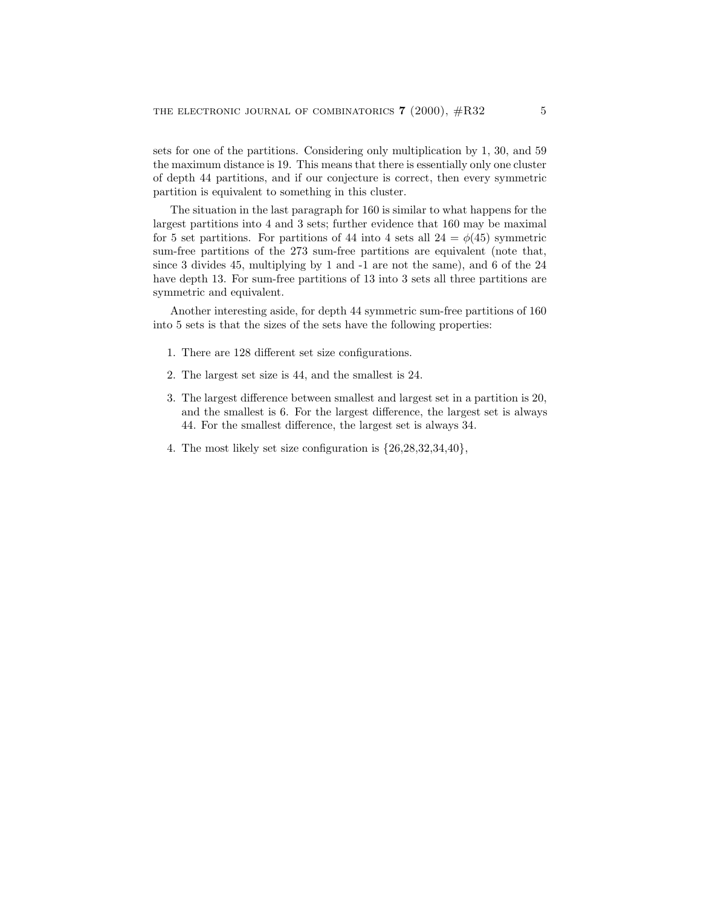sets for one of the partitions. Considering only multiplication by 1, 30, and 59 the maximum distance is 19. This means that there is essentially only one cluster of depth 44 partitions, and if our conjecture is correct, then every symmetric partition is equivalent to something in this cluster.

The situation in the last paragraph for 160 is similar to what happens for the largest partitions into 4 and 3 sets; further evidence that 160 may be maximal for 5 set partitions. For partitions of 44 into 4 sets all $24 = \phi(45)$ symmetric sum-free partitions of the 273 sum-free partitions are equivalent (note that, since 3 divides 45, multiplying by 1 and -1 are not the same), and 6 of the 24 have depth 13. For sum-free partitions of 13 into 3 sets all three partitions are symmetric and equivalent.

Another interesting aside, for depth 44 symmetric sum-free partitions of 160 into 5 sets is that the sizes of the sets have the following properties:

1. There are 128 different set size configurations.
2. The largest set size is 44, and the smallest is 24.
3. The largest difference between smallest and largest set in a partition is 20, and the smallest is 6. For the largest difference, the largest set is always 44. For the smallest difference, the largest set is always 34.
4. The most likely set size configuration is {26,28,32,34,40},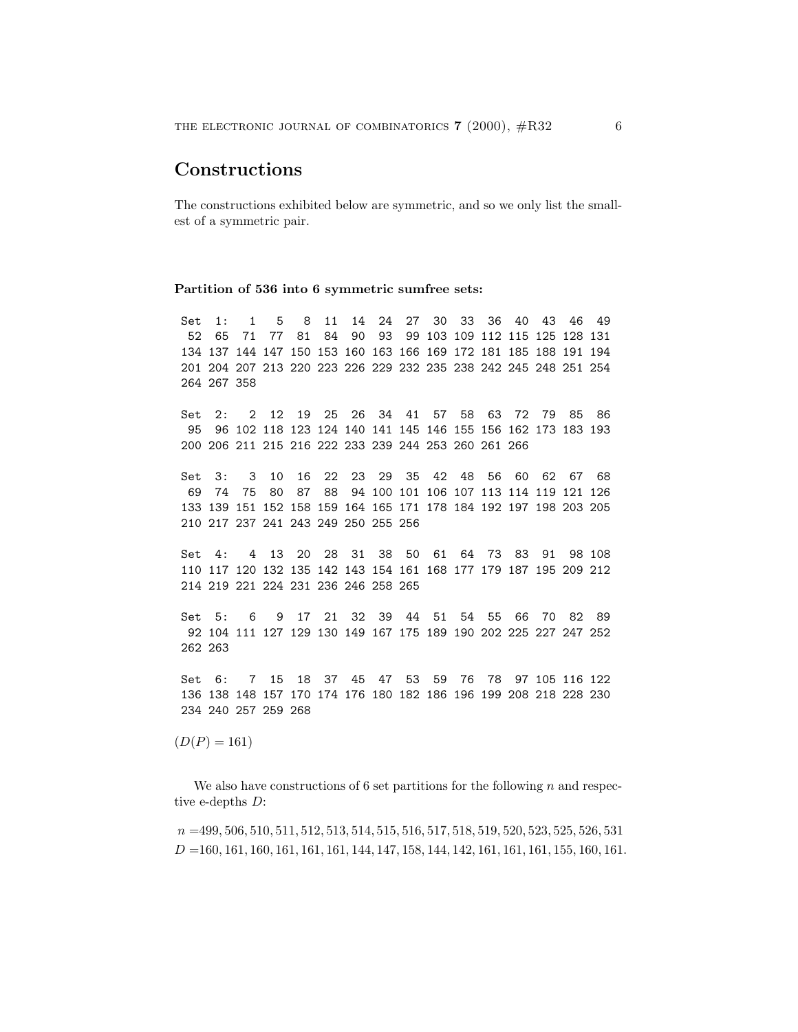## Constructions

The constructions exhibited below are symmetric, and so we only list the smallest of a symmetric pair.

**Partition of 536 into 6 symmetric sumfree sets:**

```
Set  1:   1   5   8  11  14  24  27  30  33  36  40  43  46  49
 52  65  71  77  81  84  90  93  99 103 109 112 115 125 128 131
134 137 144 147 150 153 160 163 166 169 172 181 185 188 191 194
201 204 207 213 220 223 226 229 232 235 238 242 245 248 251 254
264 267 358

Set  2:   2  12  19  25  26  34  41  57  58  63  72  79  85  86
 95  96 102 118 123 124 140 141 145 146 155 156 162 173 183 193
200 206 211 215 216 222 233 239 244 253 260 261 266

Set  3:   3  10  16  22  23  29  35  42  48  56  60  62  67  68
 69  74  75  80  87  88  94 100 101 106 107 113 114 119 121 126
133 139 151 152 158 159 164 165 171 178 184 192 197 198 203 205
210 217 237 241 243 249 250 255 256

Set  4:   4  13  20  28  31  38  50  61  64  73  83  91  98 108
110 117 120 132 135 142 143 154 161 168 177 179 187 195 209 212
214 219 221 224 231 236 246 258 265

Set  5:   6   9  17  21  32  39  44  51  54  55  66  70  82  89
 92 104 111 127 129 130 149 167 175 189 190 202 225 227 247 252
262 263

Set  6:   7  15  18  37  45  47  53  59  76  78  97 105 116 122
136 138 148 157 170 174 176 180 182 186 196 199 208 218 228 230
234 240 257 259 268
```

$(D(P) = 161)$

We also have constructions of 6 set partitions for the following $n$ and respective e-depths $D$:

$n =$499, 506, 510, 511, 512, 513, 514, 515, 516, 517, 518, 519, 520, 523, 525, 526, 531
$D =$160, 161, 160, 161, 161, 161, 144, 147, 158, 144, 142, 161, 161, 161, 155, 160, 161.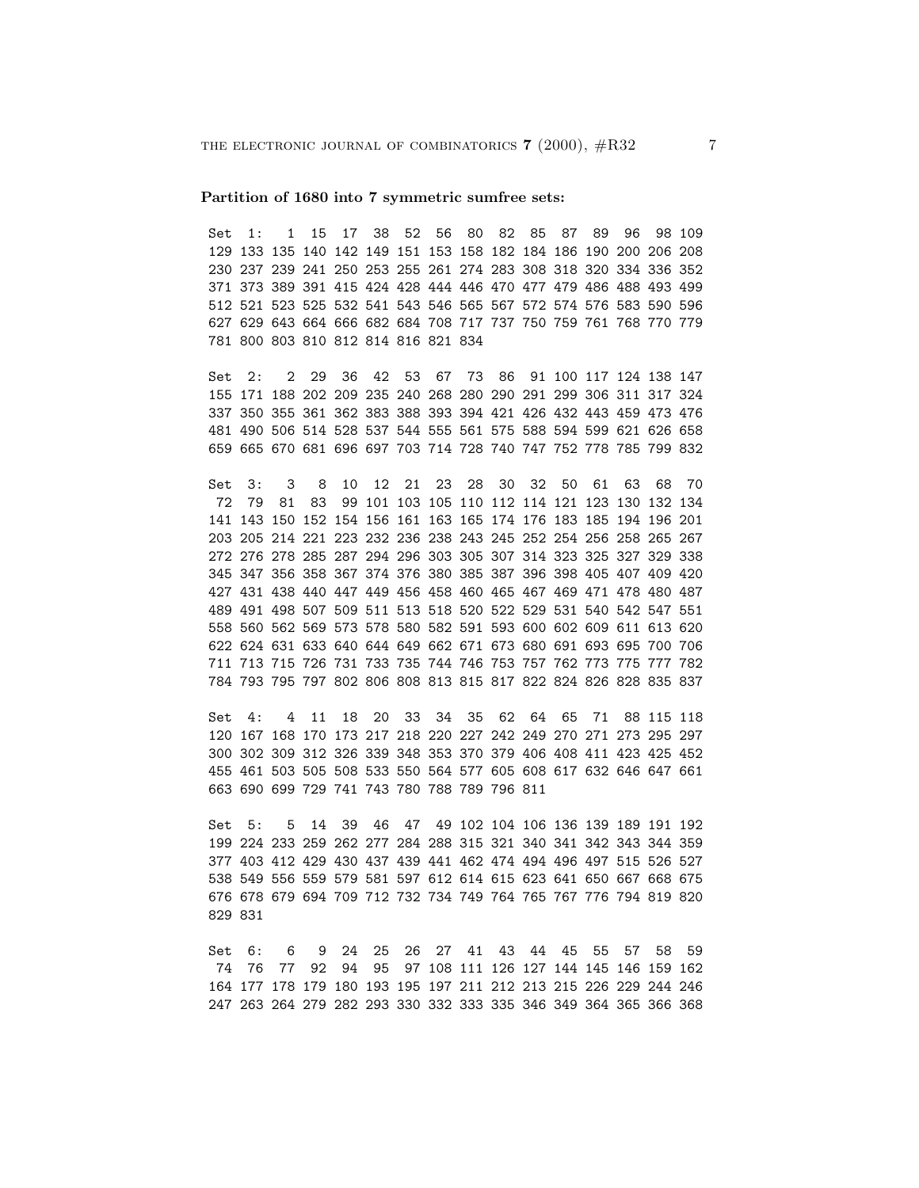**Partition of 1680 into 7 symmetric sumfree sets:**

```
Set  1:   1  15  17  38  52  56  80  82  85  87  89  96  98 109
129 133 135 140 142 149 151 153 158 182 184 186 190 200 206 208
230 237 239 241 250 253 255 261 274 283 308 318 320 334 336 352
371 373 389 391 415 424 428 444 446 470 477 479 486 488 493 499
512 521 523 525 532 541 543 546 565 567 572 574 576 583 590 596
627 629 643 664 666 682 684 708 717 737 750 759 761 768 770 779
781 800 803 810 812 814 816 821 834

Set  2:   2  29  36  42  53  67  73  86  91 100 117 124 138 147
155 171 188 202 209 235 240 268 280 290 291 299 306 311 317 324
337 350 355 361 362 383 388 393 394 421 426 432 443 459 473 476
481 490 506 514 528 537 544 555 561 575 588 594 599 621 626 658
659 665 670 681 696 697 703 714 728 740 747 752 778 785 799 832

Set  3:   3   8  10  12  21  23  28  30  32  50  61  63  68  70
 72  79  81  83  99 101 103 105 110 112 114 121 123 130 132 134
141 143 150 152 154 156 161 163 165 174 176 183 185 194 196 201
203 205 214 221 223 232 236 238 243 245 252 254 256 258 265 267
272 276 278 285 287 294 296 303 305 307 314 323 325 327 329 338
345 347 356 358 367 374 376 380 385 387 396 398 405 407 409 420
427 431 438 440 447 449 456 458 460 465 467 469 471 478 480 487
489 491 498 507 509 511 513 518 520 522 529 531 540 542 547 551
558 560 562 569 573 578 580 582 591 593 600 602 609 611 613 620
622 624 631 633 640 644 649 662 671 673 680 691 693 695 700 706
711 713 715 726 731 733 735 744 746 753 757 762 773 775 777 782
784 793 795 797 802 806 808 813 815 817 822 824 826 828 835 837

Set  4:   4  11  18  20  33  34  35  62  64  65  71  88 115 118
120 167 168 170 173 217 218 220 227 242 249 270 271 273 295 297
300 302 309 312 326 339 348 353 370 379 406 408 411 423 425 452
455 461 503 505 508 533 550 564 577 605 608 617 632 646 647 661
663 690 699 729 741 743 780 788 789 796 811

Set  5:   5  14  39  46  47  49 102 104 106 136 139 189 191 192
199 224 233 259 262 277 284 288 315 321 340 341 342 343 344 359
377 403 412 429 430 437 439 441 462 474 494 496 497 515 526 527
538 549 556 559 579 581 597 612 614 615 623 641 650 667 668 675
676 678 679 694 709 712 732 734 749 764 765 767 776 794 819 820
829 831

Set  6:   6   9  24  25  26  27  41  43  44  45  55  57  58  59
 74  76  77  92  94  95  97 108 111 126 127 144 145 146 159 162
164 177 178 179 180 193 195 197 211 212 213 215 226 229 244 246
247 263 264 279 282 293 330 332 333 335 346 349 364 365 366 368
```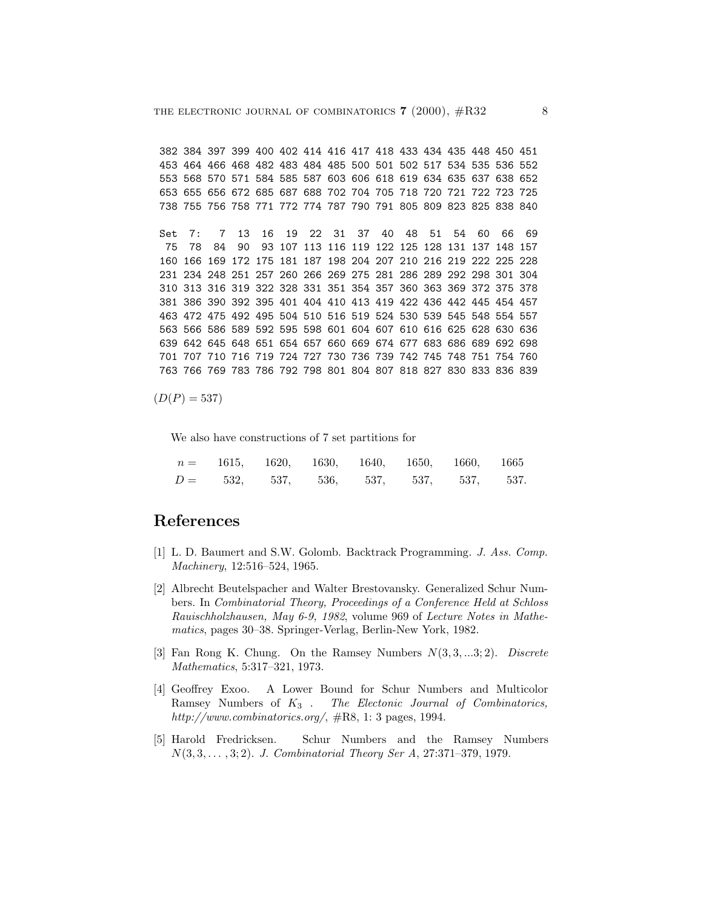```
382 384 397 399 400 402 414 416 417 418 433 434 435 448 450 451
453 464 466 468 482 483 484 485 500 501 502 517 534 535 536 552
553 568 570 571 584 585 587 603 606 618 619 634 635 637 638 652
653 655 656 672 685 687 688 702 704 705 718 720 721 722 723 725
738 755 756 758 771 772 774 787 790 791 805 809 823 825 838 840

Set  7:   7  13  16  19  22  31  37  40  48  51  54  60  66  69
 75  78  84  90  93 107 113 116 119 122 125 128 131 137 148 157
160 166 169 172 175 181 187 198 204 207 210 216 219 222 225 228
231 234 248 251 257 260 266 269 275 281 286 289 292 298 301 304
310 313 316 319 322 328 331 351 354 357 360 363 369 372 375 378
381 386 390 392 395 401 404 410 413 419 422 436 442 445 454 457
463 472 475 492 495 504 510 516 519 524 530 539 545 548 554 557
563 566 586 589 592 595 598 601 604 607 610 616 625 628 630 636
639 642 645 648 651 654 657 660 669 674 677 683 686 689 692 698
701 707 710 716 719 724 727 730 736 739 742 745 748 751 754 760
763 766 769 783 786 792 798 801 804 807 818 827 830 833 836 839
```

$(D(P) = 537)$

We also have constructions of 7 set partitions for

| $n =$ | 1615, | 1620, | 1630, | 1640, | 1650, | 1660, | 1665 |
|---|---|---|---|---|---|---|---|
| $D =$ | 532, | 537, | 536, | 537, | 537, | 537, | 537. |

## References

[1] L. D. Baumert and S.W. Golomb. Backtrack Programming. *J. Ass. Comp. Machinery*, 12:516–524, 1965.

[2] Albrecht Beutelspacher and Walter Brestovansky. Generalized Schur Numbers. In *Combinatorial Theory, Proceedings of a Conference Held at Schloss Rauischholzhausen, May 6-9, 1982*, volume 969 of *Lecture Notes in Mathematics*, pages 30–38. Springer-Verlag, Berlin-New York, 1982.

[3] Fan Rong K. Chung. On the Ramsey Numbers $N(3,3,...3;2)$. *Discrete Mathematics*, 5:317–321, 1973.

[4] Geoffrey Exoo. A Lower Bound for Schur Numbers and Multicolor Ramsey Numbers of $K_3$ . *The Electonic Journal of Combinatorics, http://www.combinatorics.org/*, #R8, 1: 3 pages, 1994.

[5] Harold Fredricksen. Schur Numbers and the Ramsey Numbers $N(3,3,\ldots,3;2)$. *J. Combinatorial Theory Ser A*, 27:371–379, 1979.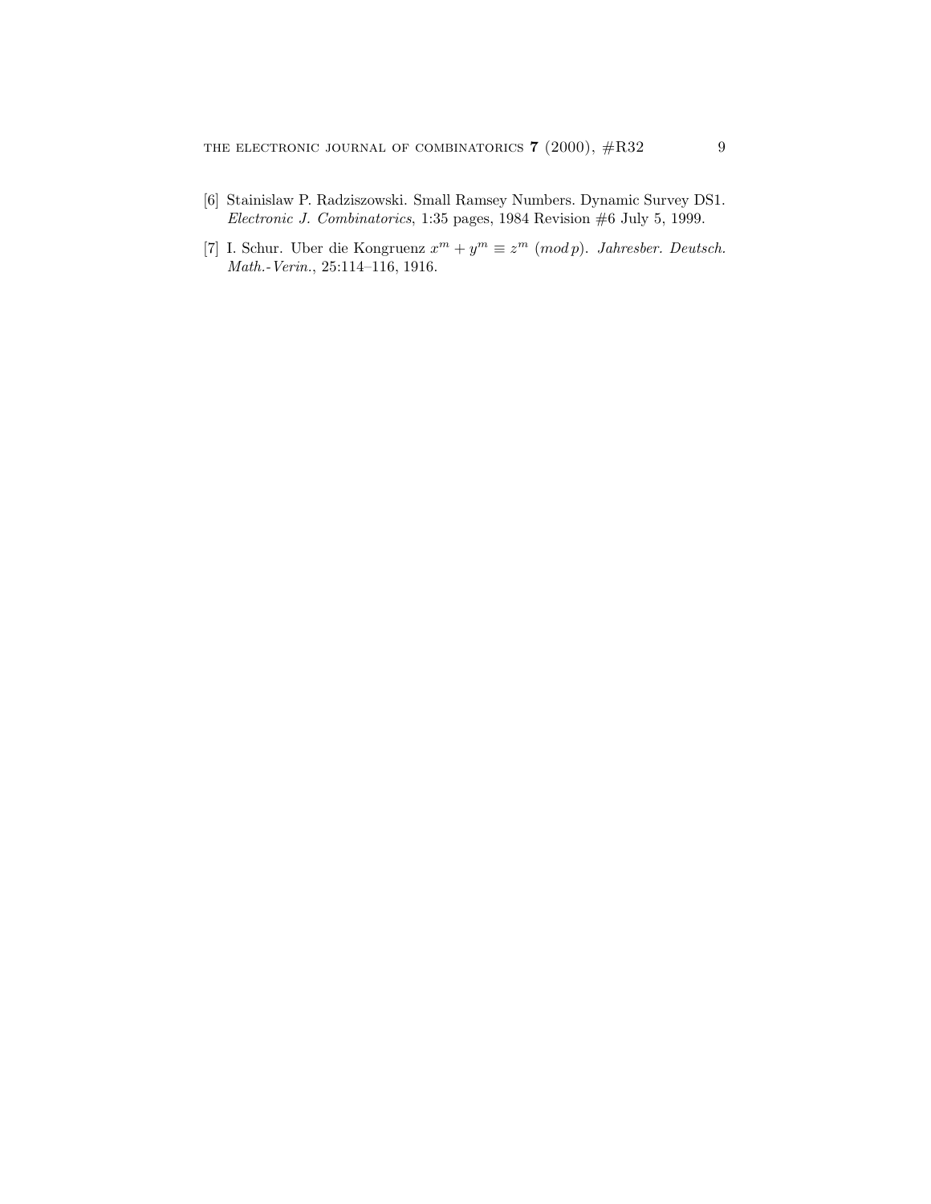[6] Stainislaw P. Radziszowski. Small Ramsey Numbers. Dynamic Survey DS1. *Electronic J. Combinatorics*, 1:35 pages, 1984 Revision #6 July 5, 1999.

[7] I. Schur. Uber die Kongruenz $x^m + y^m \equiv z^m \ (mod\, p)$. *Jahresber. Deutsch. Math.-Verin.*, 25:114–116, 1916.